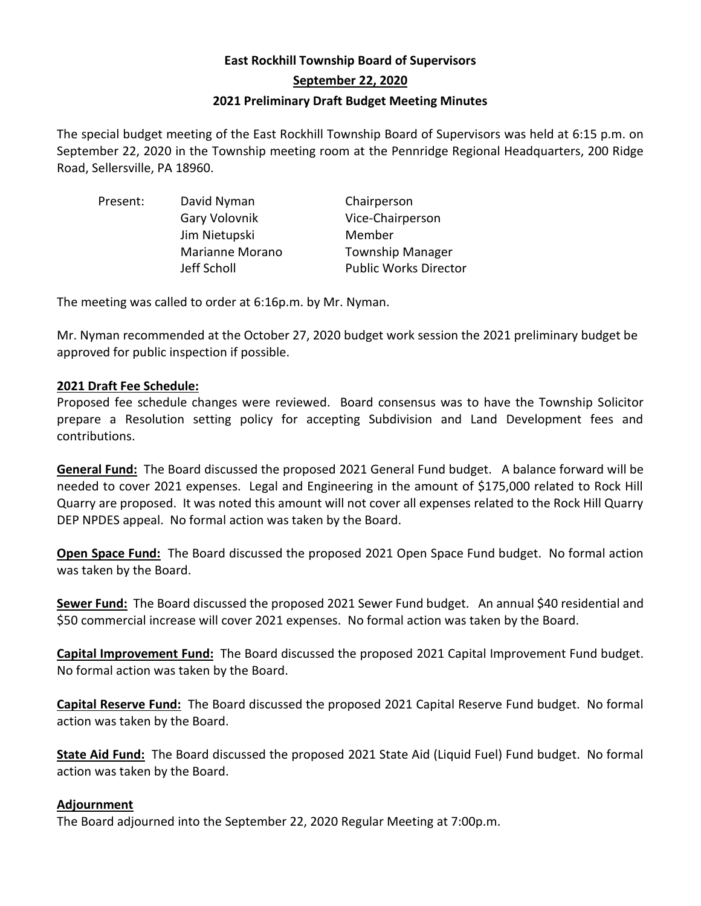# East Rockhill Township Board of Supervisors

## September 22, 2020

## 2021 Preliminary Draft Budget Meeting Minutes

The special budget meeting of the East Rockhill Township Board of Supervisors was held at 6:15 p.m. on September 22, 2020 in the Township meeting room at the Pennridge Regional Headquarters, 200 Ridge Road, Sellersville, PA 18960.

| Present: | David Nyman | Chairperson |
|---|---|---|
| | Gary Volovnik | Vice-Chairperson |
| | Jim Nietupski | Member |
| | Marianne Morano | Township Manager |
| | Jeff Scholl | Public Works Director |

The meeting was called to order at 6:16p.m. by Mr. Nyman.

Mr. Nyman recommended at the October 27, 2020 budget work session the 2021 preliminary budget be approved for public inspection if possible.

**2021 Draft Fee Schedule:**
Proposed fee schedule changes were reviewed. Board consensus was to have the Township Solicitor prepare a Resolution setting policy for accepting Subdivision and Land Development fees and contributions.

**General Fund:** The Board discussed the proposed 2021 General Fund budget. A balance forward will be needed to cover 2021 expenses. Legal and Engineering in the amount of $175,000 related to Rock Hill Quarry are proposed. It was noted this amount will not cover all expenses related to the Rock Hill Quarry DEP NPDES appeal. No formal action was taken by the Board.

**Open Space Fund:** The Board discussed the proposed 2021 Open Space Fund budget. No formal action was taken by the Board.

**Sewer Fund:** The Board discussed the proposed 2021 Sewer Fund budget. An annual $40 residential and $50 commercial increase will cover 2021 expenses. No formal action was taken by the Board.

**Capital Improvement Fund:** The Board discussed the proposed 2021 Capital Improvement Fund budget. No formal action was taken by the Board.

**Capital Reserve Fund:** The Board discussed the proposed 2021 Capital Reserve Fund budget. No formal action was taken by the Board.

**State Aid Fund:** The Board discussed the proposed 2021 State Aid (Liquid Fuel) Fund budget. No formal action was taken by the Board.

**Adjournment**
The Board adjourned into the September 22, 2020 Regular Meeting at 7:00p.m.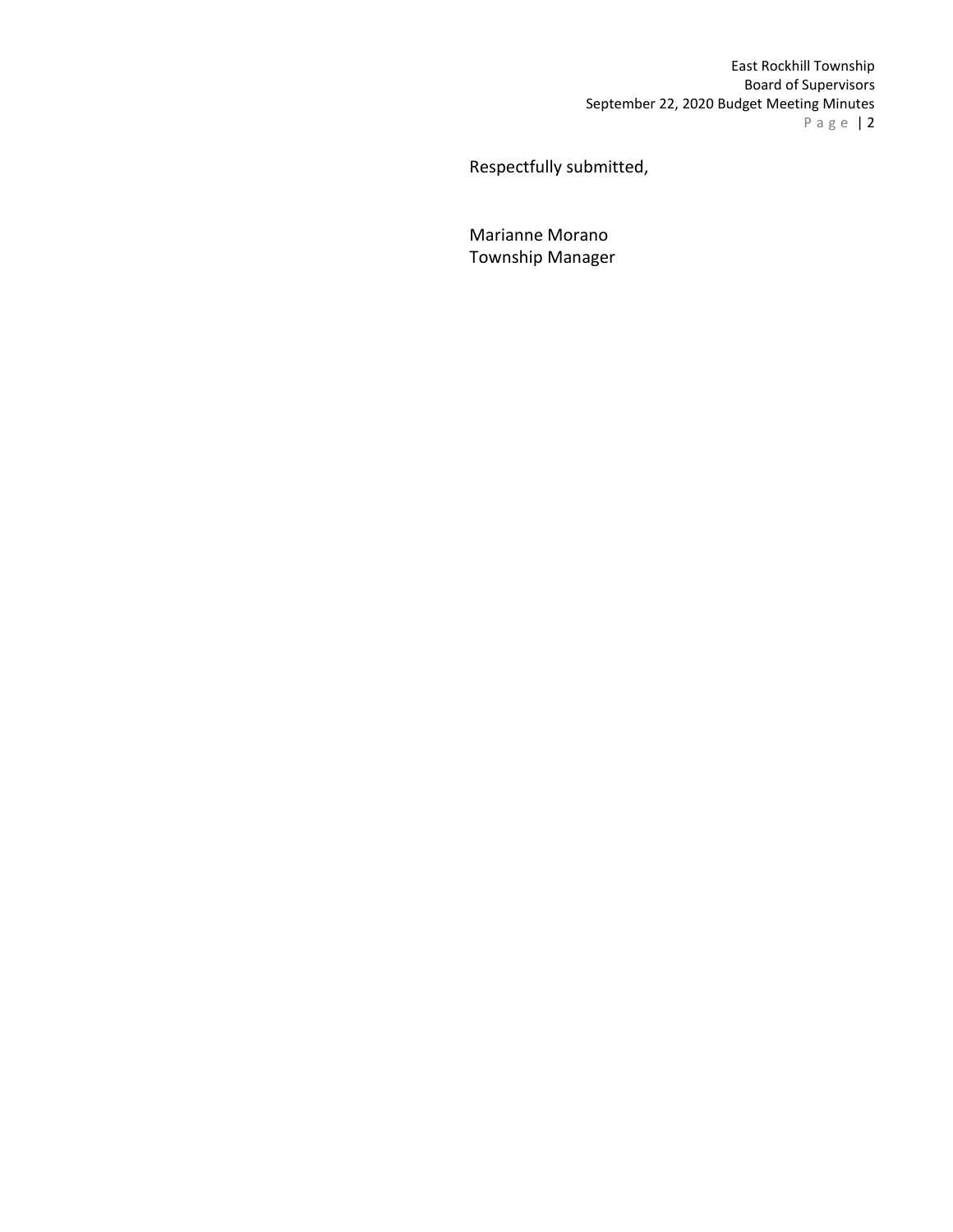Respectfully submitted,

Marianne Morano
Township Manager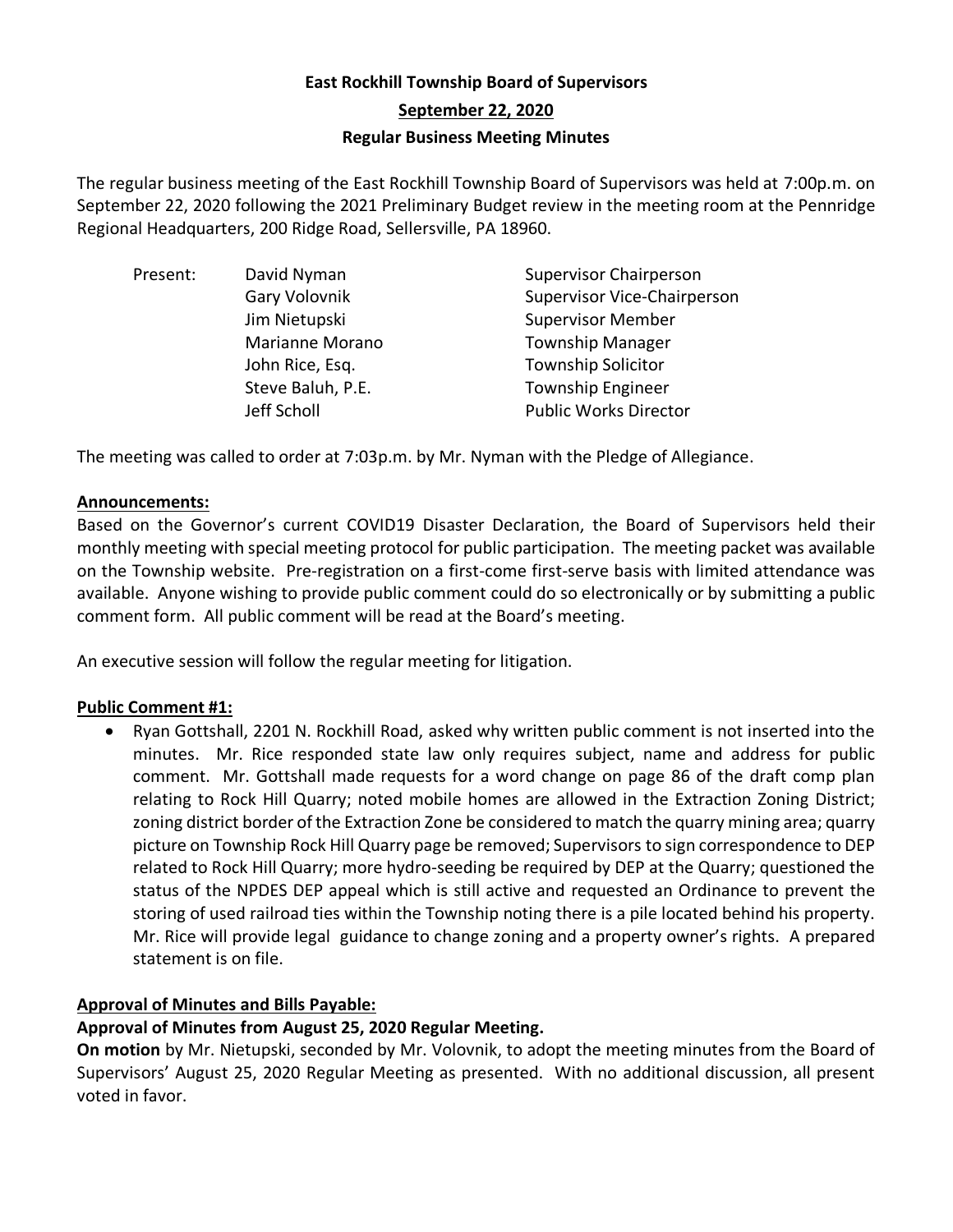# East Rockhill Township Board of Supervisors

## September 22, 2020

## Regular Business Meeting Minutes

The regular business meeting of the East Rockhill Township Board of Supervisors was held at 7:00p.m. on September 22, 2020 following the 2021 Preliminary Budget review in the meeting room at the Pennridge Regional Headquarters, 200 Ridge Road, Sellersville, PA 18960.

| Present: | David Nyman | Supervisor Chairperson |
|---|---|---|
| | Gary Volovnik | Supervisor Vice-Chairperson |
| | Jim Nietupski | Supervisor Member |
| | Marianne Morano | Township Manager |
| | John Rice, Esq. | Township Solicitor |
| | Steve Baluh, P.E. | Township Engineer |
| | Jeff Scholl | Public Works Director |

The meeting was called to order at 7:03p.m. by Mr. Nyman with the Pledge of Allegiance.

**Announcements:**

Based on the Governor's current COVID19 Disaster Declaration, the Board of Supervisors held their monthly meeting with special meeting protocol for public participation. The meeting packet was available on the Township website. Pre-registration on a first-come first-serve basis with limited attendance was available. Anyone wishing to provide public comment could do so electronically or by submitting a public comment form. All public comment will be read at the Board's meeting.

An executive session will follow the regular meeting for litigation.

**Public Comment #1:**

- Ryan Gottshall, 2201 N. Rockhill Road, asked why written public comment is not inserted into the minutes. Mr. Rice responded state law only requires subject, name and address for public comment. Mr. Gottshall made requests for a word change on page 86 of the draft comp plan relating to Rock Hill Quarry; noted mobile homes are allowed in the Extraction Zoning District; zoning district border of the Extraction Zone be considered to match the quarry mining area; quarry picture on Township Rock Hill Quarry page be removed; Supervisors to sign correspondence to DEP related to Rock Hill Quarry; more hydro-seeding be required by DEP at the Quarry; questioned the status of the NPDES DEP appeal which is still active and requested an Ordinance to prevent the storing of used railroad ties within the Township noting there is a pile located behind his property. Mr. Rice will provide legal guidance to change zoning and a property owner's rights. A prepared statement is on file.

**Approval of Minutes and Bills Payable:**

**Approval of Minutes from August 25, 2020 Regular Meeting.**

**On motion** by Mr. Nietupski, seconded by Mr. Volovnik, to adopt the meeting minutes from the Board of Supervisors' August 25, 2020 Regular Meeting as presented. With no additional discussion, all present voted in favor.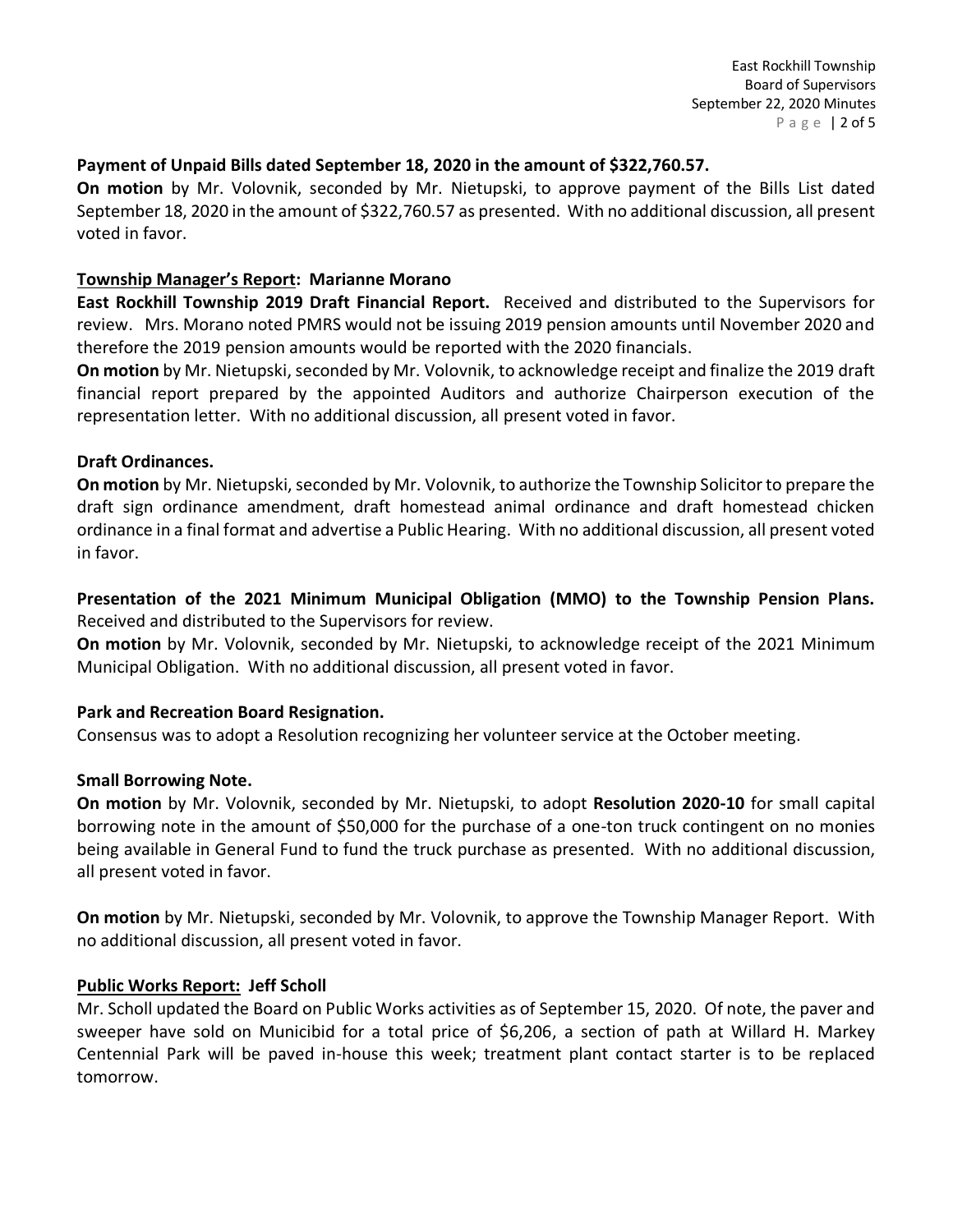**Payment of Unpaid Bills dated September 18, 2020 in the amount of $322,760.57.**

**On motion** by Mr. Volovnik, seconded by Mr. Nietupski, to approve payment of the Bills List dated September 18, 2020 in the amount of $322,760.57 as presented. With no additional discussion, all present voted in favor.

**Township Manager's Report: Marianne Morano**

**East Rockhill Township 2019 Draft Financial Report.** Received and distributed to the Supervisors for review. Mrs. Morano noted PMRS would not be issuing 2019 pension amounts until November 2020 and therefore the 2019 pension amounts would be reported with the 2020 financials.

**On motion** by Mr. Nietupski, seconded by Mr. Volovnik, to acknowledge receipt and finalize the 2019 draft financial report prepared by the appointed Auditors and authorize Chairperson execution of the representation letter. With no additional discussion, all present voted in favor.

**Draft Ordinances.**

**On motion** by Mr. Nietupski, seconded by Mr. Volovnik, to authorize the Township Solicitor to prepare the draft sign ordinance amendment, draft homestead animal ordinance and draft homestead chicken ordinance in a final format and advertise a Public Hearing. With no additional discussion, all present voted in favor.

**Presentation of the 2021 Minimum Municipal Obligation (MMO) to the Township Pension Plans.** Received and distributed to the Supervisors for review.

**On motion** by Mr. Volovnik, seconded by Mr. Nietupski, to acknowledge receipt of the 2021 Minimum Municipal Obligation. With no additional discussion, all present voted in favor.

**Park and Recreation Board Resignation.**

Consensus was to adopt a Resolution recognizing her volunteer service at the October meeting.

**Small Borrowing Note.**

**On motion** by Mr. Volovnik, seconded by Mr. Nietupski, to adopt **Resolution 2020-10** for small capital borrowing note in the amount of $50,000 for the purchase of a one-ton truck contingent on no monies being available in General Fund to fund the truck purchase as presented. With no additional discussion, all present voted in favor.

**On motion** by Mr. Nietupski, seconded by Mr. Volovnik, to approve the Township Manager Report. With no additional discussion, all present voted in favor.

**Public Works Report: Jeff Scholl**

Mr. Scholl updated the Board on Public Works activities as of September 15, 2020. Of note, the paver and sweeper have sold on Municibid for a total price of $6,206, a section of path at Willard H. Markey Centennial Park will be paved in-house this week; treatment plant contact starter is to be replaced tomorrow.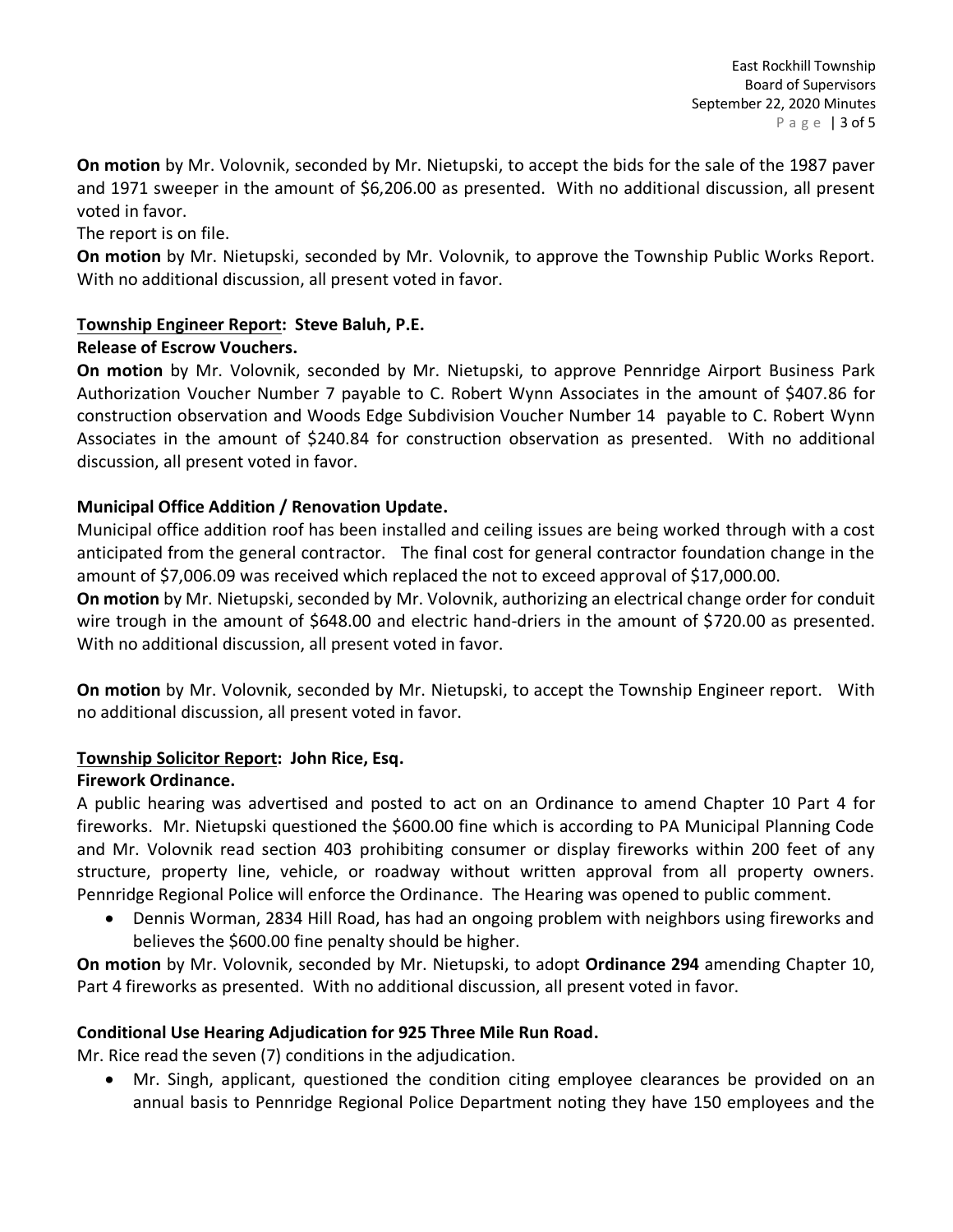**On motion** by Mr. Volovnik, seconded by Mr. Nietupski, to accept the bids for the sale of the 1987 paver and 1971 sweeper in the amount of $6,206.00 as presented. With no additional discussion, all present voted in favor.

The report is on file.

**On motion** by Mr. Nietupski, seconded by Mr. Volovnik, to approve the Township Public Works Report. With no additional discussion, all present voted in favor.

**Township Engineer Report: Steve Baluh, P.E.**

**Release of Escrow Vouchers.**

**On motion** by Mr. Volovnik, seconded by Mr. Nietupski, to approve Pennridge Airport Business Park Authorization Voucher Number 7 payable to C. Robert Wynn Associates in the amount of $407.86 for construction observation and Woods Edge Subdivision Voucher Number 14 payable to C. Robert Wynn Associates in the amount of $240.84 for construction observation as presented. With no additional discussion, all present voted in favor.

**Municipal Office Addition / Renovation Update.**

Municipal office addition roof has been installed and ceiling issues are being worked through with a cost anticipated from the general contractor. The final cost for general contractor foundation change in the amount of $7,006.09 was received which replaced the not to exceed approval of $17,000.00.

**On motion** by Mr. Nietupski, seconded by Mr. Volovnik, authorizing an electrical change order for conduit wire trough in the amount of $648.00 and electric hand-driers in the amount of $720.00 as presented. With no additional discussion, all present voted in favor.

**On motion** by Mr. Volovnik, seconded by Mr. Nietupski, to accept the Township Engineer report. With no additional discussion, all present voted in favor.

**Township Solicitor Report: John Rice, Esq.**

**Firework Ordinance.**

A public hearing was advertised and posted to act on an Ordinance to amend Chapter 10 Part 4 for fireworks. Mr. Nietupski questioned the $600.00 fine which is according to PA Municipal Planning Code and Mr. Volovnik read section 403 prohibiting consumer or display fireworks within 200 feet of any structure, property line, vehicle, or roadway without written approval from all property owners. Pennridge Regional Police will enforce the Ordinance. The Hearing was opened to public comment.

- Dennis Worman, 2834 Hill Road, has had an ongoing problem with neighbors using fireworks and believes the $600.00 fine penalty should be higher.

**On motion** by Mr. Volovnik, seconded by Mr. Nietupski, to adopt **Ordinance 294** amending Chapter 10, Part 4 fireworks as presented. With no additional discussion, all present voted in favor.

**Conditional Use Hearing Adjudication for 925 Three Mile Run Road.**

Mr. Rice read the seven (7) conditions in the adjudication.

- Mr. Singh, applicant, questioned the condition citing employee clearances be provided on an annual basis to Pennridge Regional Police Department noting they have 150 employees and the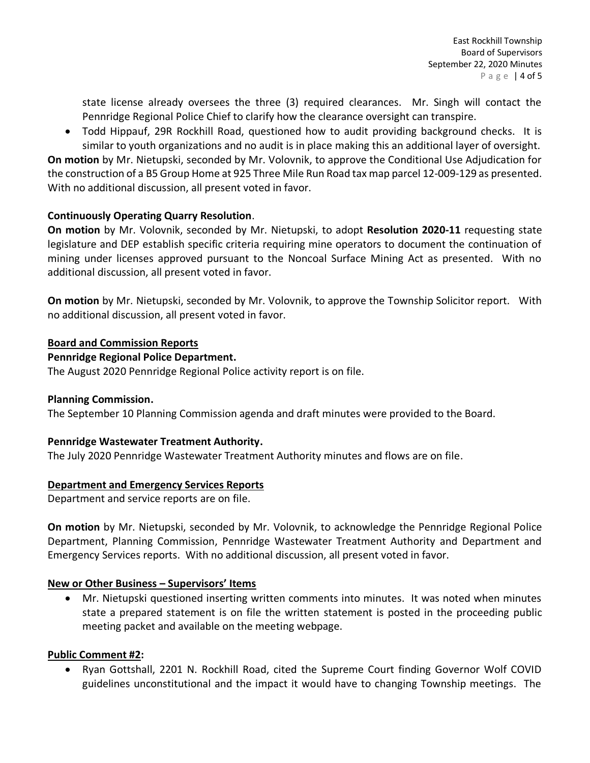state license already oversees the three (3) required clearances. Mr. Singh will contact the Pennridge Regional Police Chief to clarify how the clearance oversight can transpire.

- Todd Hippauf, 29R Rockhill Road, questioned how to audit providing background checks. It is similar to youth organizations and no audit is in place making this an additional layer of oversight.

**On motion** by Mr. Nietupski, seconded by Mr. Volovnik, to approve the Conditional Use Adjudication for the construction of a B5 Group Home at 925 Three Mile Run Road tax map parcel 12-009-129 as presented. With no additional discussion, all present voted in favor.

**Continuously Operating Quarry Resolution**.

**On motion** by Mr. Volovnik, seconded by Mr. Nietupski, to adopt **Resolution 2020-11** requesting state legislature and DEP establish specific criteria requiring mine operators to document the continuation of mining under licenses approved pursuant to the Noncoal Surface Mining Act as presented. With no additional discussion, all present voted in favor.

**On motion** by Mr. Nietupski, seconded by Mr. Volovnik, to approve the Township Solicitor report. With no additional discussion, all present voted in favor.

**Board and Commission Reports**

**Pennridge Regional Police Department.**

The August 2020 Pennridge Regional Police activity report is on file.

**Planning Commission.**

The September 10 Planning Commission agenda and draft minutes were provided to the Board.

**Pennridge Wastewater Treatment Authority.**

The July 2020 Pennridge Wastewater Treatment Authority minutes and flows are on file.

**Department and Emergency Services Reports**

Department and service reports are on file.

**On motion** by Mr. Nietupski, seconded by Mr. Volovnik, to acknowledge the Pennridge Regional Police Department, Planning Commission, Pennridge Wastewater Treatment Authority and Department and Emergency Services reports. With no additional discussion, all present voted in favor.

**New or Other Business – Supervisors' Items**

- Mr. Nietupski questioned inserting written comments into minutes. It was noted when minutes state a prepared statement is on file the written statement is posted in the proceeding public meeting packet and available on the meeting webpage.

**Public Comment #2:**

- Ryan Gottshall, 2201 N. Rockhill Road, cited the Supreme Court finding Governor Wolf COVID guidelines unconstitutional and the impact it would have to changing Township meetings. The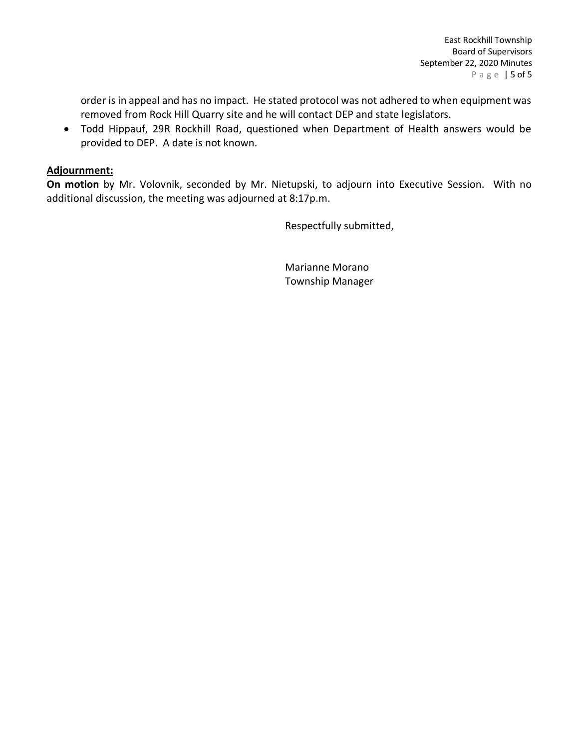order is in appeal and has no impact. He stated protocol was not adhered to when equipment was removed from Rock Hill Quarry site and he will contact DEP and state legislators.

- Todd Hippauf, 29R Rockhill Road, questioned when Department of Health answers would be provided to DEP. A date is not known.

**Adjournment:**

**On motion** by Mr. Volovnik, seconded by Mr. Nietupski, to adjourn into Executive Session. With no additional discussion, the meeting was adjourned at 8:17p.m.

Respectfully submitted,

Marianne Morano
Township Manager